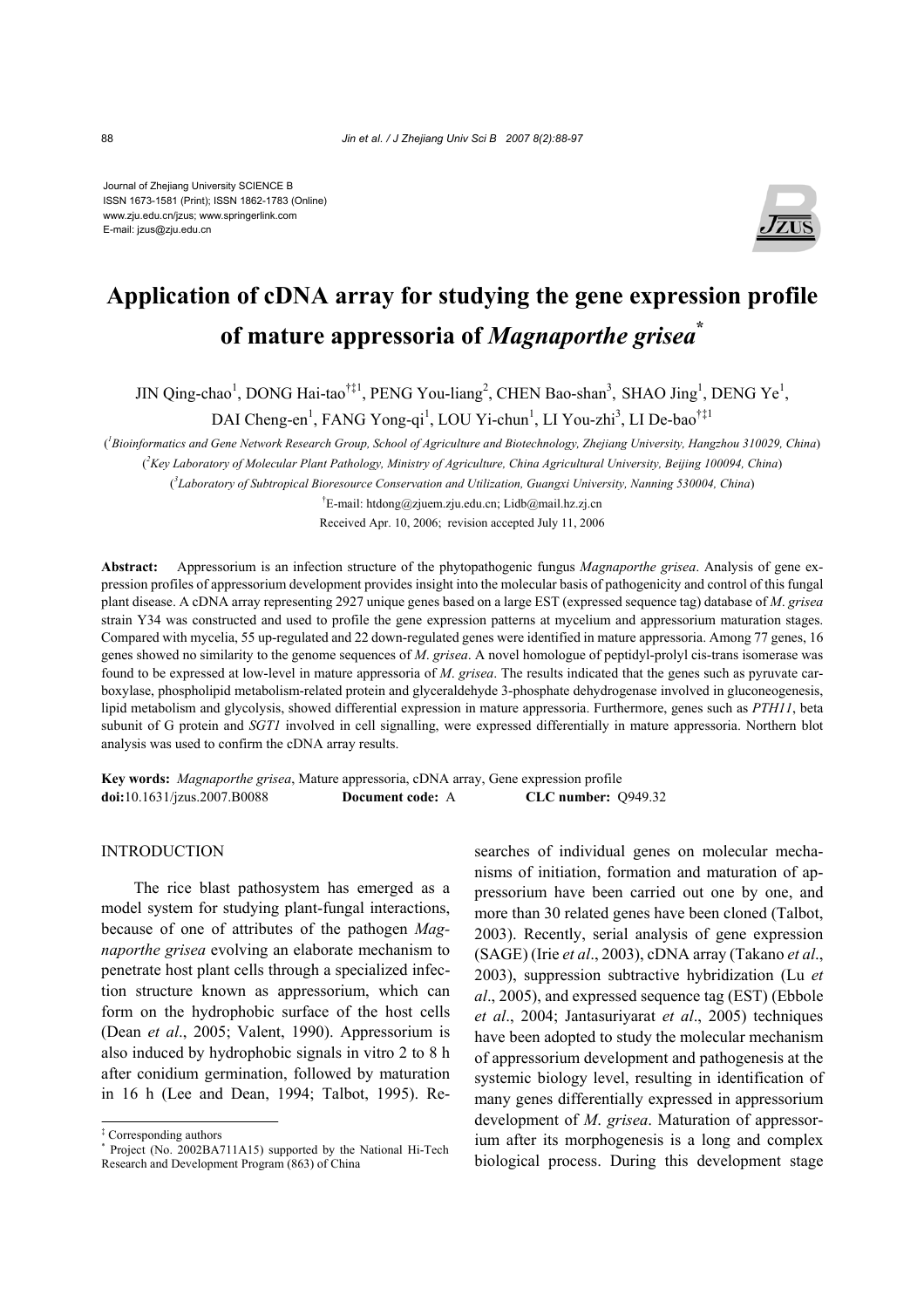Journal of Zhejiang University SCIENCE B
ISSN 1673-1581 (Print); ISSN 1862-1783 (Online)
www.zju.edu.cn/jzus; www.springerlink.com
E-mail: jzus@zju.edu.cn

# Application of cDNA array for studying the gene expression profile of mature appressoria of *Magnaporthe grisea*[*]

JIN Qing-chao[1], DONG Hai-tao[†‡1], PENG You-liang[2], CHEN Bao-shan[3], SHAO Jing[1], DENG Ye[1], DAI Cheng-en[1], FANG Yong-qi[1], LOU Yi-chun[1], LI You-zhi[3], LI De-bao[†‡1]

([1]*Bioinformatics and Gene Network Research Group, School of Agriculture and Biotechnology, Zhejiang University, Hangzhou 310029, China*)

([2]*Key Laboratory of Molecular Plant Pathology, Ministry of Agriculture, China Agricultural University, Beijing 100094, China*)

([3]*Laboratory of Subtropical Bioresource Conservation and Utilization, Guangxi University, Nanning 530004, China*)

[†]E-mail: htdong@zjuem.zju.edu.cn; Lidb@mail.hz.zj.cn

Received Apr. 10, 2006; revision accepted July 11, 2006

**Abstract:** Appressorium is an infection structure of the phytopathogenic fungus *Magnaporthe grisea*. Analysis of gene expression profiles of appressorium development provides insight into the molecular basis of pathogenicity and control of this fungal plant disease. A cDNA array representing 2927 unique genes based on a large EST (expressed sequence tag) database of *M. grisea* strain Y34 was constructed and used to profile the gene expression patterns at mycelium and appressorium maturation stages. Compared with mycelia, 55 up-regulated and 22 down-regulated genes were identified in mature appressoria. Among 77 genes, 16 genes showed no similarity to the genome sequences of *M. grisea*. A novel homologue of peptidyl-prolyl cis-trans isomerase was found to be expressed at low-level in mature appressoria of *M. grisea*. The results indicated that the genes such as pyruvate carboxylase, phospholipid metabolism-related protein and glyceraldehyde 3-phosphate dehydrogenase involved in gluconeogenesis, lipid metabolism and glycolysis, showed differential expression in mature appressoria. Furthermore, genes such as *PTH11*, beta subunit of G protein and *SGT1* involved in cell signalling, were expressed differentially in mature appressoria. Northern blot analysis was used to confirm the cDNA array results.

**Key words:** *Magnaporthe grisea*, Mature appressoria, cDNA array, Gene expression profile
**doi:**10.1631/jzus.2007.B0088 **Document code:** A **CLC number:** Q949.32

## INTRODUCTION

The rice blast pathosystem has emerged as a model system for studying plant-fungal interactions, because of one of attributes of the pathogen *Magnaporthe grisea* evolving an elaborate mechanism to penetrate host plant cells through a specialized infection structure known as appressorium, which can form on the hydrophobic surface of the host cells (Dean *et al*., 2005; Valent, 1990). Appressorium is also induced by hydrophobic signals in vitro 2 to 8 h after conidium germination, followed by maturation in 16 h (Lee and Dean, 1994; Talbot, 1995). Researches of individual genes on molecular mechanisms of initiation, formation and maturation of appressorium have been carried out one by one, and more than 30 related genes have been cloned (Talbot, 2003). Recently, serial analysis of gene expression (SAGE) (Irie *et al*., 2003), cDNA array (Takano *et al*., 2003), suppression subtractive hybridization (Lu *et al*., 2005), and expressed sequence tag (EST) (Ebbole *et al*., 2004; Jantasuriyarat *et al*., 2005) techniques have been adopted to study the molecular mechanism of appressorium development and pathogenesis at the systemic biology level, resulting in identification of many genes differentially expressed in appressorium development of *M. grisea*. Maturation of appressorium after its morphogenesis is a long and complex biological process. During this development stage

---

‡ Corresponding authors
\* Project (No. 2002BA711A15) supported by the National Hi-Tech Research and Development Program (863) of China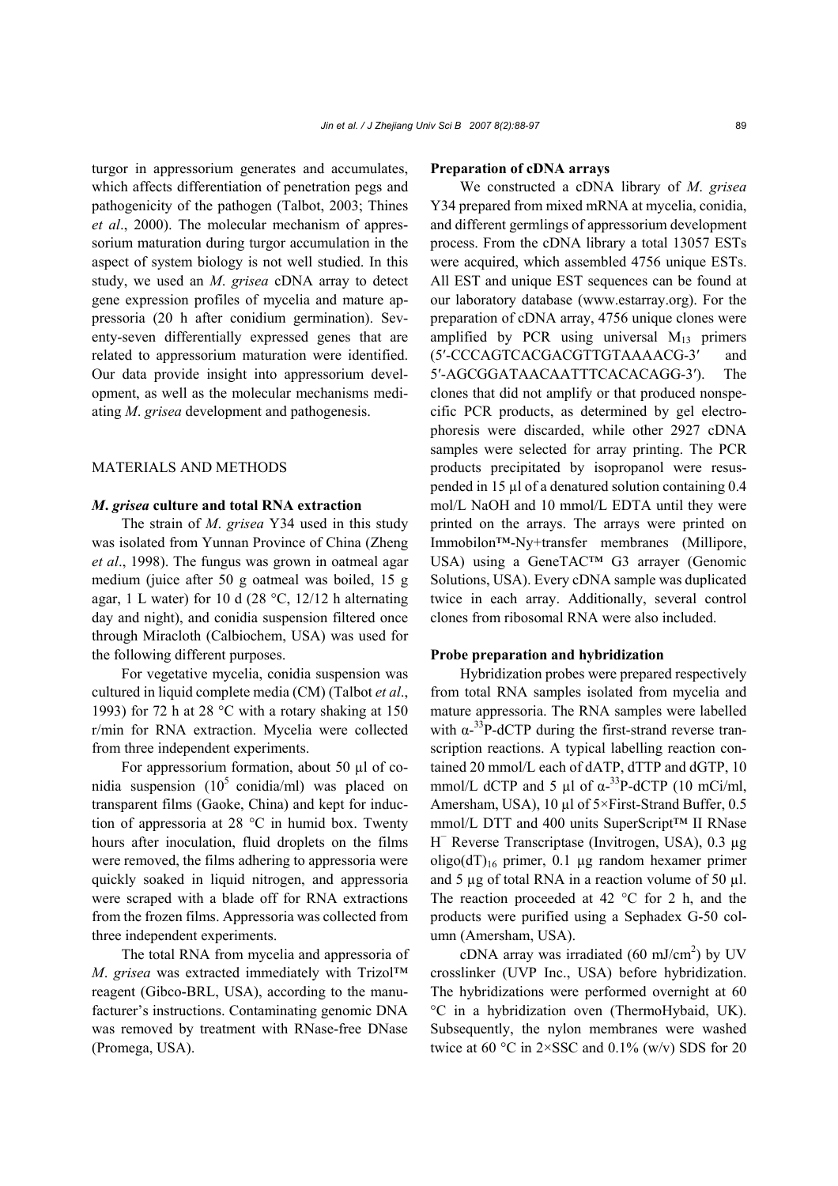turgor in appressorium generates and accumulates, which affects differentiation of penetration pegs and pathogenicity of the pathogen (Talbot, 2003; Thines *et al*., 2000). The molecular mechanism of appressorium maturation during turgor accumulation in the aspect of system biology is not well studied. In this study, we used an *M*. *grisea* cDNA array to detect gene expression profiles of mycelia and mature appressoria (20 h after conidium germination). Seventy-seven differentially expressed genes that are related to appressorium maturation were identified. Our data provide insight into appressorium development, as well as the molecular mechanisms mediating *M*. *grisea* development and pathogenesis.

## MATERIALS AND METHODS

### *M*. *grisea* culture and total RNA extraction

The strain of *M*. *grisea* Y34 used in this study was isolated from Yunnan Province of China (Zheng *et al*., 1998). The fungus was grown in oatmeal agar medium (juice after 50 g oatmeal was boiled, 15 g agar, 1 L water) for 10 d (28 °C, 12/12 h alternating day and night), and conidia suspension filtered once through Miracloth (Calbiochem, USA) was used for the following different purposes.

For vegetative mycelia, conidia suspension was cultured in liquid complete media (CM) (Talbot *et al*., 1993) for 72 h at 28 °C with a rotary shaking at 150 r/min for RNA extraction. Mycelia were collected from three independent experiments.

For appressorium formation, about 50 µl of conidia suspension ($10^5$ conidia/ml) was placed on transparent films (Gaoke, China) and kept for induction of appressoria at 28 °C in humid box. Twenty hours after inoculation, fluid droplets on the films were removed, the films adhering to appressoria were quickly soaked in liquid nitrogen, and appressoria were scraped with a blade off for RNA extractions from the frozen films. Appressoria was collected from three independent experiments.

The total RNA from mycelia and appressoria of *M*. *grisea* was extracted immediately with Trizol™ reagent (Gibco-BRL, USA), according to the manufacturer's instructions. Contaminating genomic DNA was removed by treatment with RNase-free DNase (Promega, USA).

### Preparation of cDNA arrays

We constructed a cDNA library of *M*. *grisea* Y34 prepared from mixed mRNA at mycelia, conidia, and different germlings of appressorium development process. From the cDNA library a total 13057 ESTs were acquired, which assembled 4756 unique ESTs. All EST and unique EST sequences can be found at our laboratory database (www.estarray.org). For the preparation of cDNA array, 4756 unique clones were amplified by PCR using universal $M_{13}$ primers (5′-CCCAGTCACGACGTTGTAAAACG-3′ and 5′-AGCGGATAACAATTTCACACAGG-3′). The clones that did not amplify or that produced nonspecific PCR products, as determined by gel electrophoresis were discarded, while other 2927 cDNA samples were selected for array printing. The PCR products precipitated by isopropanol were resuspended in 15 µl of a denatured solution containing 0.4 mol/L NaOH and 10 mmol/L EDTA until they were printed on the arrays. The arrays were printed on Immobilon™-Ny+transfer membranes (Millipore, USA) using a GeneTAC™ G3 arrayer (Genomic Solutions, USA). Every cDNA sample was duplicated twice in each array. Additionally, several control clones from ribosomal RNA were also included.

### Probe preparation and hybridization

Hybridization probes were prepared respectively from total RNA samples isolated from mycelia and mature appressoria. The RNA samples were labelled with α-$^{33}$P-dCTP during the first-strand reverse transcription reactions. A typical labelling reaction contained 20 mmol/L each of dATP, dTTP and dGTP, 10 mmol/L dCTP and 5 µl of α-$^{33}$P-dCTP (10 mCi/ml, Amersham, USA), 10 µl of 5×First-Strand Buffer, 0.5 mmol/L DTT and 400 units SuperScript™ II RNase $H^-$ Reverse Transcriptase (Invitrogen, USA), 0.3 µg oligo$(dT)_{16}$ primer, 0.1 µg random hexamer primer and 5 µg of total RNA in a reaction volume of 50 µl. The reaction proceeded at 42 °C for 2 h, and the products were purified using a Sephadex G-50 column (Amersham, USA).

cDNA array was irradiated (60 mJ/cm$^2$) by UV crosslinker (UVP Inc., USA) before hybridization. The hybridizations were performed overnight at 60 °C in a hybridization oven (ThermoHybaid, UK). Subsequently, the nylon membranes were washed twice at 60 °C in 2×SSC and 0.1% (w/v) SDS for 20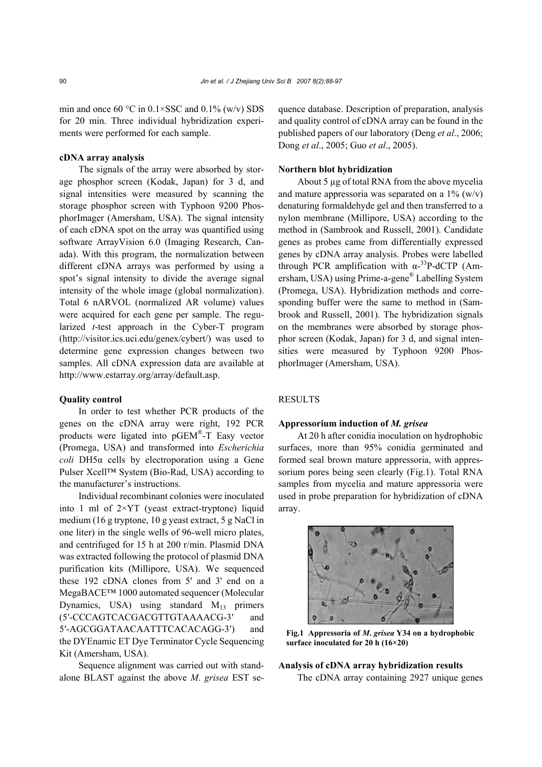min and once 60 °C in 0.1×SSC and 0.1% (w/v) SDS for 20 min. Three individual hybridization experiments were performed for each sample.

### cDNA array analysis

The signals of the array were absorbed by storage phosphor screen (Kodak, Japan) for 3 d, and signal intensities were measured by scanning the storage phosphor screen with Typhoon 9200 PhosphorImager (Amersham, USA). The signal intensity of each cDNA spot on the array was quantified using software ArrayVision 6.0 (Imaging Research, Canada). With this program, the normalization between different cDNA arrays was performed by using a spot's signal intensity to divide the average signal intensity of the whole image (global normalization). Total 6 nARVOL (normalized AR volume) values were acquired for each gene per sample. The regularized *t*-test approach in the Cyber-T program (http://visitor.ics.uci.edu/genex/cybert/) was used to determine gene expression changes between two samples. All cDNA expression data are available at http://www.estarray.org/array/default.asp.

### Quality control

In order to test whether PCR products of the genes on the cDNA array were right, 192 PCR products were ligated into pGEM®-T Easy vector (Promega, USA) and transformed into *Escherichia coli* DH5α cells by electroporation using a Gene Pulser Xcell™ System (Bio-Rad, USA) according to the manufacturer's instructions.

Individual recombinant colonies were inoculated into 1 ml of 2×YT (yeast extract-tryptone) liquid medium (16 g tryptone, 10 g yeast extract, 5 g NaCl in one liter) in the single wells of 96-well micro plates, and centrifuged for 15 h at 200 r/min. Plasmid DNA was extracted following the protocol of plasmid DNA purification kits (Millipore, USA). We sequenced these 192 cDNA clones from 5' and 3' end on a MegaBACE™ 1000 automated sequencer (Molecular Dynamics, USA) using standard $M_{13}$ primers (5′-CCCAGTCACGACGTTGTAAAACG-3′ and 5′-AGCGGATAACAATTTCACACAGG-3′) and the DYEnamic ET Dye Terminator Cycle Sequencing Kit (Amersham, USA).

Sequence alignment was carried out with standalone BLAST against the above *M. grisea* EST sequence database. Description of preparation, analysis and quality control of cDNA array can be found in the published papers of our laboratory (Deng *et al*., 2006; Dong *et al*., 2005; Guo *et al*., 2005).

### Northern blot hybridization

About 5 μg of total RNA from the above mycelia and mature appressoria was separated on a 1% (w/v) denaturing formaldehyde gel and then transferred to a nylon membrane (Millipore, USA) according to the method in (Sambrook and Russell, 2001). Candidate genes as probes came from differentially expressed genes by cDNA array analysis. Probes were labelled through PCR amplification with α-$^{33}$P-dCTP (Amersham, USA) using Prime-a-gene® Labelling System (Promega, USA). Hybridization methods and corresponding buffer were the same to method in (Sambrook and Russell, 2001). The hybridization signals on the membranes were absorbed by storage phosphor screen (Kodak, Japan) for 3 d, and signal intensities were measured by Typhoon 9200 PhosphorImager (Amersham, USA).

## RESULTS

### Appressorium induction of *M. grisea*

At 20 h after conidia inoculation on hydrophobic surfaces, more than 95% conidia germinated and formed seal brown mature appressoria, with appressorium pores being seen clearly (Fig.1). Total RNA samples from mycelia and mature appressoria were used in probe preparation for hybridization of cDNA array.

**Fig.1 Appressoria of *M. grisea* Y34 on a hydrophobic surface inoculated for 20 h (16×20)**

### Analysis of cDNA array hybridization results

The cDNA array containing 2927 unique genes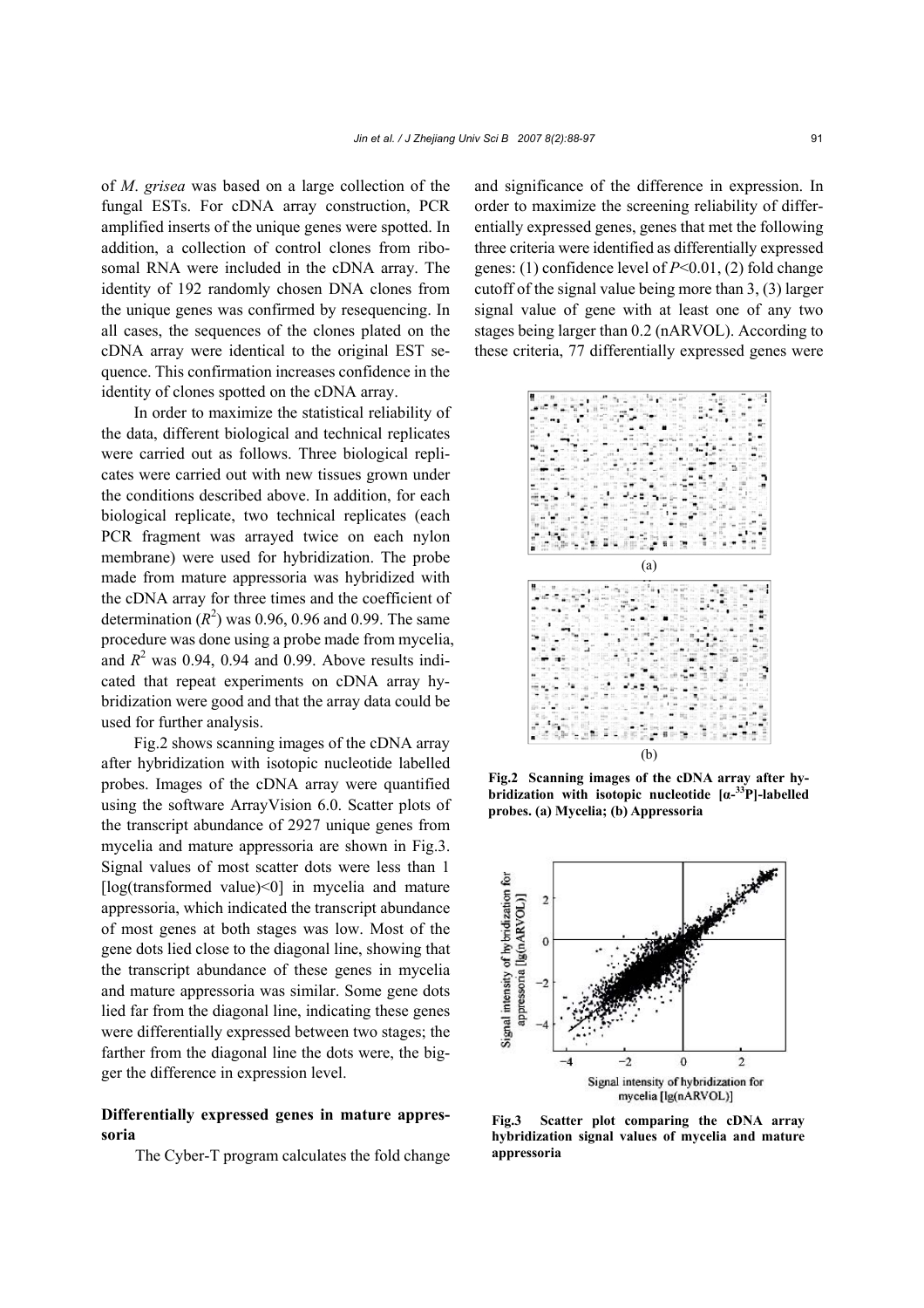of *M. grisea* was based on a large collection of the fungal ESTs. For cDNA array construction, PCR amplified inserts of the unique genes were spotted. In addition, a collection of control clones from ribosomal RNA were included in the cDNA array. The identity of 192 randomly chosen DNA clones from the unique genes was confirmed by resequencing. In all cases, the sequences of the clones plated on the cDNA array were identical to the original EST sequence. This confirmation increases confidence in the identity of clones spotted on the cDNA array.

In order to maximize the statistical reliability of the data, different biological and technical replicates were carried out as follows. Three biological replicates were carried out with new tissues grown under the conditions described above. In addition, for each biological replicate, two technical replicates (each PCR fragment was arrayed twice on each nylon membrane) were used for hybridization. The probe made from mature appressoria was hybridized with the cDNA array for three times and the coefficient of determination ($R^2$) was 0.96, 0.96 and 0.99. The same procedure was done using a probe made from mycelia, and $R^2$ was 0.94, 0.94 and 0.99. Above results indicated that repeat experiments on cDNA array hybridization were good and that the array data could be used for further analysis.

Fig.2 shows scanning images of the cDNA array after hybridization with isotopic nucleotide labelled probes. Images of the cDNA array were quantified using the software ArrayVision 6.0. Scatter plots of the transcript abundance of 2927 unique genes from mycelia and mature appressoria are shown in Fig.3. Signal values of most scatter dots were less than 1 [log(transformed value)<0] in mycelia and mature appressoria, which indicated the transcript abundance of most genes at both stages was low. Most of the gene dots lied close to the diagonal line, showing that the transcript abundance of these genes in mycelia and mature appressoria was similar. Some gene dots lied far from the diagonal line, indicating these genes were differentially expressed between two stages; the farther from the diagonal line the dots were, the bigger the difference in expression level.

## Differentially expressed genes in mature appressoria

The Cyber-T program calculates the fold change and significance of the difference in expression. In order to maximize the screening reliability of differentially expressed genes, genes that met the following three criteria were identified as differentially expressed genes: (1) confidence level of $P<0.01$, (2) fold change cutoff of the signal value being more than 3, (3) larger signal value of gene with at least one of any two stages being larger than 0.2 (nARVOL). According to these criteria, 77 differentially expressed genes were

(a)

(b)

**Fig.2 Scanning images of the cDNA array after hybridization with isotopic nucleotide [α-$^{33}$P]-labelled probes. (a) Mycelia; (b) Appressoria**

Signal intensity of hybridization for appressoria [lg(nARVOL)]

2
0
−2
−4

−4
−2
0
2

Signal intensity of hybridization for mycelia [lg(nARVOL)]

**Fig.3 Scatter plot comparing the cDNA array hybridization signal values of mycelia and mature appressoria**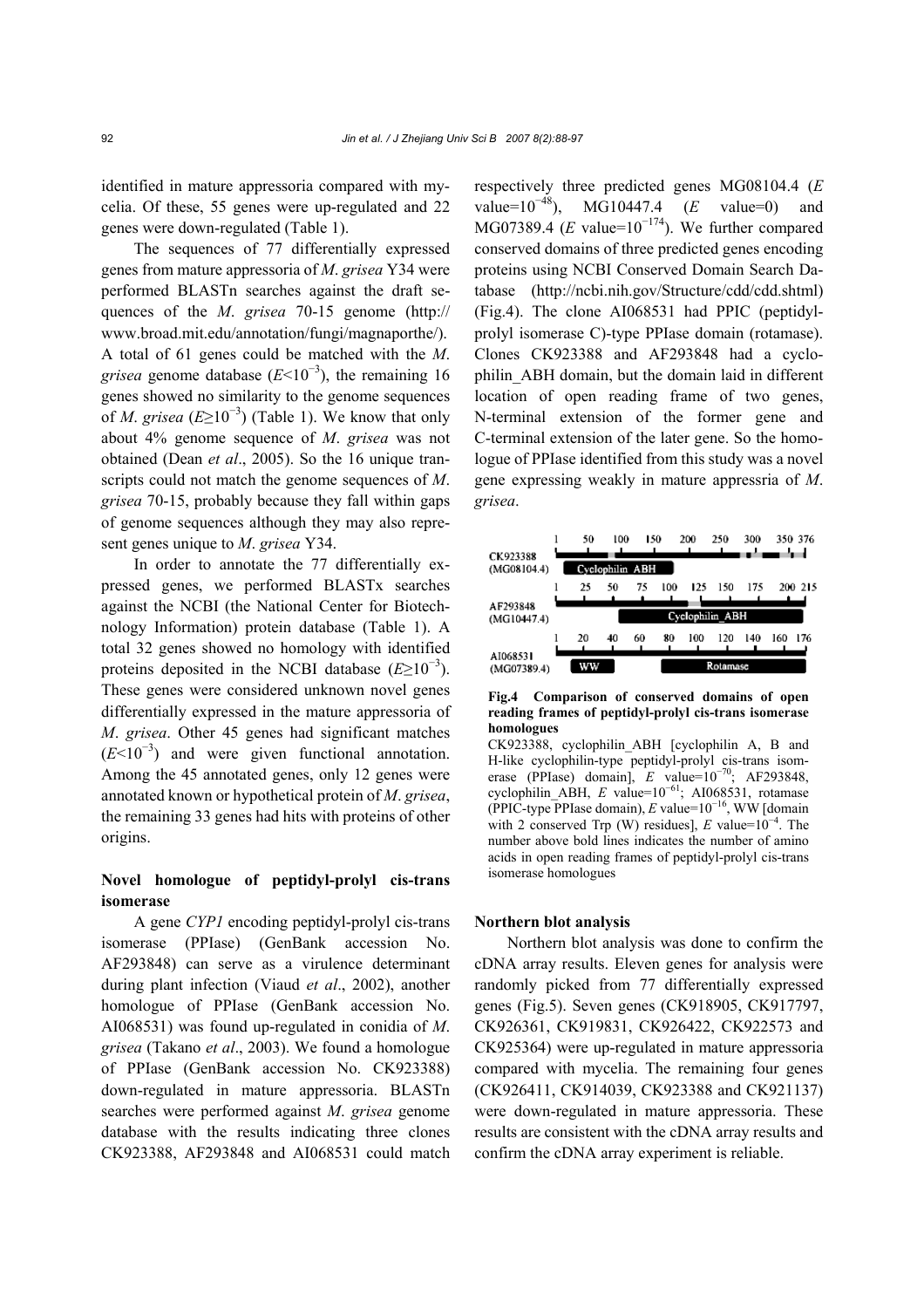identified in mature appressoria compared with mycelia. Of these, 55 genes were up-regulated and 22 genes were down-regulated (Table 1).

The sequences of 77 differentially expressed genes from mature appressoria of *M*. *grisea* Y34 were performed BLASTn searches against the draft sequences of the *M*. *grisea* 70-15 genome (http://www.broad.mit.edu/annotation/fungi/magnaporthe/). A total of 61 genes could be matched with the *M*. *grisea* genome database ($E<10^{-3}$), the remaining 16 genes showed no similarity to the genome sequences of *M*. *grisea* ($E\geq10^{-3}$) (Table 1). We know that only about 4% genome sequence of *M*. *grisea* was not obtained (Dean *et al*., 2005). So the 16 unique transcripts could not match the genome sequences of *M*. *grisea* 70-15, probably because they fall within gaps of genome sequences although they may also represent genes unique to *M*. *grisea* Y34.

In order to annotate the 77 differentially expressed genes, we performed BLASTx searches against the NCBI (the National Center for Biotechnology Information) protein database (Table 1). A total 32 genes showed no homology with identified proteins deposited in the NCBI database ($E\geq10^{-3}$). These genes were considered unknown novel genes differentially expressed in the mature appressoria of *M*. *grisea*. Other 45 genes had significant matches ($E<10^{-3}$) and were given functional annotation. Among the 45 annotated genes, only 12 genes were annotated known or hypothetical protein of *M*. *grisea*, the remaining 33 genes had hits with proteins of other origins.

## Novel homologue of peptidyl-prolyl cis-trans isomerase

A gene *CYP1* encoding peptidyl-prolyl cis-trans isomerase (PPIase) (GenBank accession No. AF293848) can serve as a virulence determinant during plant infection (Viaud *et al*., 2002), another homologue of PPIase (GenBank accession No. AI068531) was found up-regulated in conidia of *M*. *grisea* (Takano *et al*., 2003). We found a homologue of PPIase (GenBank accession No. CK923388) down-regulated in mature appressoria. BLASTn searches were performed against *M*. *grisea* genome database with the results indicating three clones CK923388, AF293848 and AI068531 could match respectively three predicted genes MG08104.4 (*E* value=$10^{-48}$), MG10447.4 (*E* value=0) and MG07389.4 (*E* value=$10^{-174}$). We further compared conserved domains of three predicted genes encoding proteins using NCBI Conserved Domain Search Database (http://ncbi.nih.gov/Structure/cdd/cdd.shtml) (Fig.4). The clone AI068531 had PPIC (peptidyl-prolyl isomerase C)-type PPIase domain (rotamase). Clones CK923388 and AF293848 had a cyclophilin_ABH domain, but the domain laid in different location of open reading frame of two genes, N-terminal extension of the former gene and C-terminal extension of the later gene. So the homologue of PPIase identified from this study was a novel gene expressing weakly in mature appressria of *M*. *grisea*.

**Fig.4 Comparison of conserved domains of open reading frames of peptidyl-prolyl cis-trans isomerase homologues**

CK923388, cyclophilin_ABH [cyclophilin A, B and H-like cyclophilin-type peptidyl-prolyl cis-trans isomerase (PPIase) domain], *E* value=$10^{-70}$; AF293848, cyclophilin_ABH, *E* value=$10^{-61}$; AI068531, rotamase (PPIC-type PPIase domain), *E* value=$10^{-16}$, WW [domain with 2 conserved Trp (W) residues], *E* value=$10^{-4}$. The number above bold lines indicates the number of amino acids in open reading frames of peptidyl-prolyl cis-trans isomerase homologues

## Northern blot analysis

Northern blot analysis was done to confirm the cDNA array results. Eleven genes for analysis were randomly picked from 77 differentially expressed genes (Fig.5). Seven genes (CK918905, CK917797, CK926361, CK919831, CK926422, CK922573 and CK925364) were up-regulated in mature appressoria compared with mycelia. The remaining four genes (CK926411, CK914039, CK923388 and CK921137) were down-regulated in mature appressoria. These results are consistent with the cDNA array results and confirm the cDNA array experiment is reliable.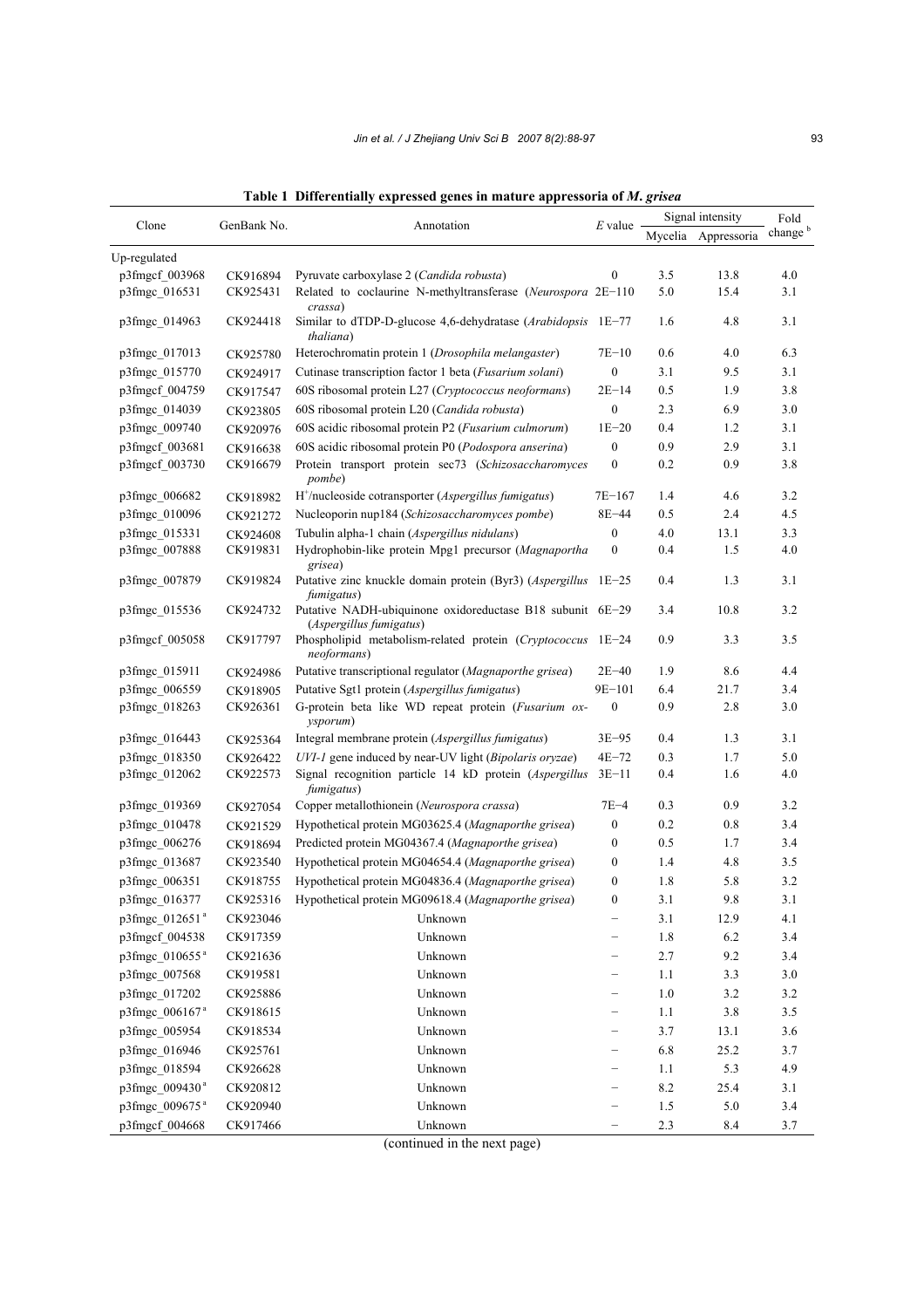**Table 1 Differentially expressed genes in mature appressoria of *M. grisea***

| Clone | GenBank No. | Annotation | *E* value | Signal intensity | | Fold change [b] |
|---|---|---|---|---|---|---|
| | | | | Mycelia | Appressoria | |
| Up-regulated | | | | | | |
| p3fmgcf_003968 | CK916894 | Pyruvate carboxylase 2 (*Candida robusta*) | 0 | 3.5 | 13.8 | 4.0 |
| p3fmgc_016531 | CK925431 | Related to coclaurine N-methyltransferase (*Neurospora crassa*) | 2E−110 | 5.0 | 15.4 | 3.1 |
| p3fmgc_014963 | CK924418 | Similar to dTDP-D-glucose 4,6-dehydratase (*Arabidopsis thaliana*) | 1E−77 | 1.6 | 4.8 | 3.1 |
| p3fmgc_017013 | CK925780 | Heterochromatin protein 1 (*Drosophila melangaster*) | 7E−10 | 0.6 | 4.0 | 6.3 |
| p3fmgc_015770 | CK924917 | Cutinase transcription factor 1 beta (*Fusarium solani*) | 0 | 3.1 | 9.5 | 3.1 |
| p3fmgcf_004759 | CK917547 | 60S ribosomal protein L27 (*Cryptococcus neoformans*) | 2E−14 | 0.5 | 1.9 | 3.8 |
| p3fmgc_014039 | CK923805 | 60S ribosomal protein L20 (*Candida robusta*) | 0 | 2.3 | 6.9 | 3.0 |
| p3fmgc_009740 | CK920976 | 60S acidic ribosomal protein P2 (*Fusarium culmorum*) | 1E−20 | 0.4 | 1.2 | 3.1 |
| p3fmgcf_003681 | CK916638 | 60S acidic ribosomal protein P0 (*Podospora anserina*) | 0 | 0.9 | 2.9 | 3.1 |
| p3fmgcf_003730 | CK916679 | Protein transport protein sec73 (*Schizosaccharomyces pombe*) | 0 | 0.2 | 0.9 | 3.8 |
| p3fmgc_006682 | CK918982 | $H^+$/nucleoside cotransporter (*Aspergillus fumigatus*) | 7E−167 | 1.4 | 4.6 | 3.2 |
| p3fmgc_010096 | CK921272 | Nucleoporin nup184 (*Schizosaccharomyces pombe*) | 8E−44 | 0.5 | 2.4 | 4.5 |
| p3fmgc_015331 | CK924608 | Tubulin alpha-1 chain (*Aspergillus nidulans*) | 0 | 4.0 | 13.1 | 3.3 |
| p3fmgc_007888 | CK919831 | Hydrophobin-like protein Mpg1 precursor (*Magnaportha grisea*) | 0 | 0.4 | 1.5 | 4.0 |
| p3fmgc_007879 | CK919824 | Putative zinc knuckle domain protein (Byr3) (*Aspergillus fumigatus*) | 1E−25 | 0.4 | 1.3 | 3.1 |
| p3fmgc_015536 | CK924732 | Putative NADH-ubiquinone oxidoreductase B18 subunit (*Aspergillus fumigatus*) | 6E−29 | 3.4 | 10.8 | 3.2 |
| p3fmgcf_005058 | CK917797 | Phospholipid metabolism-related protein (*Cryptococcus neoformans*) | 1E−24 | 0.9 | 3.3 | 3.5 |
| p3fmgc_015911 | CK924986 | Putative transcriptional regulator (*Magnaporthe grisea*) | 2E−40 | 1.9 | 8.6 | 4.4 |
| p3fmgc_006559 | CK918905 | Putative Sgt1 protein (*Aspergillus fumigatus*) | 9E−101 | 6.4 | 21.7 | 3.4 |
| p3fmgc_018263 | CK926361 | G-protein beta like WD repeat protein (*Fusarium oxysporum*) | 0 | 0.9 | 2.8 | 3.0 |
| p3fmgc_016443 | CK925364 | Integral membrane protein (*Aspergillus fumigatus*) | 3E−95 | 0.4 | 1.3 | 3.1 |
| p3fmgc_018350 | CK926422 | *UVI-1* gene induced by near-UV light (*Bipolaris oryzae*) | 4E−72 | 0.3 | 1.7 | 5.0 |
| p3fmgc_012062 | CK922573 | Signal recognition particle 14 kD protein (*Aspergillus fumigatus*) | 3E−11 | 0.4 | 1.6 | 4.0 |
| p3fmgc_019369 | CK927054 | Copper metallothionein (*Neurospora crassa*) | 7E−4 | 0.3 | 0.9 | 3.2 |
| p3fmgc_010478 | CK921529 | Hypothetical protein MG03625.4 (*Magnaporthe grisea*) | 0 | 0.2 | 0.8 | 3.4 |
| p3fmgc_006276 | CK918694 | Predicted protein MG04367.4 (*Magnaporthe grisea*) | 0 | 0.5 | 1.7 | 3.4 |
| p3fmgc_013687 | CK923540 | Hypothetical protein MG04654.4 (*Magnaporthe grisea*) | 0 | 1.4 | 4.8 | 3.5 |
| p3fmgc_006351 | CK918755 | Hypothetical protein MG04836.4 (*Magnaporthe grisea*) | 0 | 1.8 | 5.8 | 3.2 |
| p3fmgc_016377 | CK925316 | Hypothetical protein MG09618.4 (*Magnaporthe grisea*) | 0 | 3.1 | 9.8 | 3.1 |
| p3fmgc_012651 [a] | CK923046 | Unknown | − | 3.1 | 12.9 | 4.1 |
| p3fmgcf_004538 | CK917359 | Unknown | − | 1.8 | 6.2 | 3.4 |
| p3fmgc_010655 [a] | CK921636 | Unknown | − | 2.7 | 9.2 | 3.4 |
| p3fmgc_007568 | CK919581 | Unknown | − | 1.1 | 3.3 | 3.0 |
| p3fmgc_017202 | CK925886 | Unknown | − | 1.0 | 3.2 | 3.2 |
| p3fmgc_006167 [a] | CK918615 | Unknown | − | 1.1 | 3.8 | 3.5 |
| p3fmgc_005954 | CK918534 | Unknown | − | 3.7 | 13.1 | 3.6 |
| p3fmgc_016946 | CK925761 | Unknown | − | 6.8 | 25.2 | 3.7 |
| p3fmgc_018594 | CK926628 | Unknown | − | 1.1 | 5.3 | 4.9 |
| p3fmgc_009430 [a] | CK920812 | Unknown | − | 8.2 | 25.4 | 3.1 |
| p3fmgc_009675 [a] | CK920940 | Unknown | − | 1.5 | 5.0 | 3.4 |
| p3fmgcf_004668 | CK917466 | Unknown | − | 2.3 | 8.4 | 3.7 |

(continued in the next page)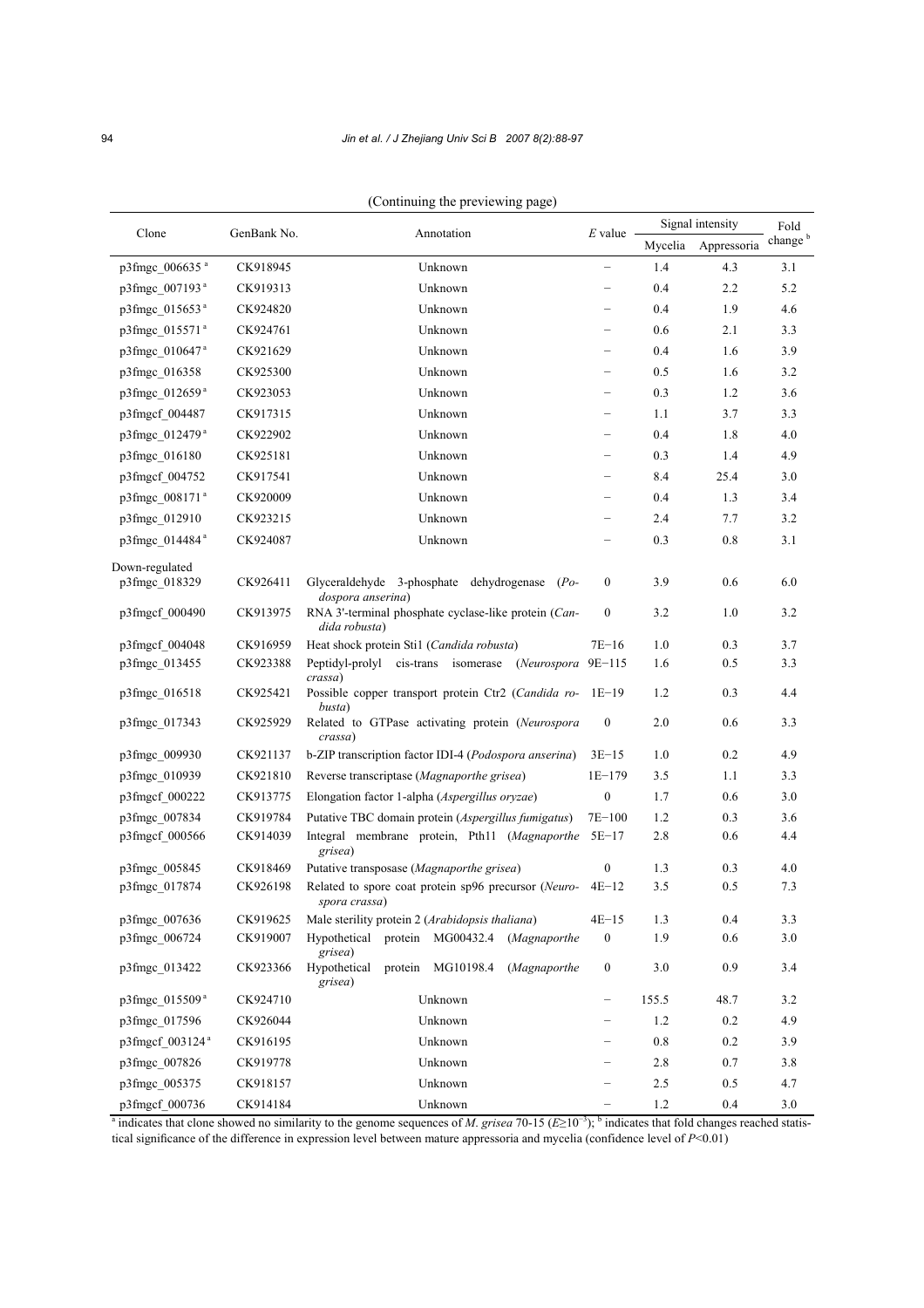(Continuing the previewing page)

| Clone | GenBank No. | Annotation | $E$ value | Signal intensity | | Fold change [b] |
|---|---|---|---|---|---|---|
| | | | | Mycelia | Appressoria | |
| p3fmgc_006635 [a] | CK918945 | Unknown | − | 1.4 | 4.3 | 3.1 |
| p3fmgc_007193 [a] | CK919313 | Unknown | − | 0.4 | 2.2 | 5.2 |
| p3fmgc_015653 [a] | CK924820 | Unknown | − | 0.4 | 1.9 | 4.6 |
| p3fmgc_015571 [a] | CK924761 | Unknown | − | 0.6 | 2.1 | 3.3 |
| p3fmgc_010647 [a] | CK921629 | Unknown | − | 0.4 | 1.6 | 3.9 |
| p3fmgc_016358 | CK925300 | Unknown | − | 0.5 | 1.6 | 3.2 |
| p3fmgc_012659 [a] | CK923053 | Unknown | − | 0.3 | 1.2 | 3.6 |
| p3fmgcf_004487 | CK917315 | Unknown | − | 1.1 | 3.7 | 3.3 |
| p3fmgc_012479 [a] | CK922902 | Unknown | − | 0.4 | 1.8 | 4.0 |
| p3fmgc_016180 | CK925181 | Unknown | − | 0.3 | 1.4 | 4.9 |
| p3fmgcf_004752 | CK917541 | Unknown | − | 8.4 | 25.4 | 3.0 |
| p3fmgc_008171 [a] | CK920009 | Unknown | − | 0.4 | 1.3 | 3.4 |
| p3fmgc_012910 | CK923215 | Unknown | − | 2.4 | 7.7 | 3.2 |
| p3fmgc_014484 [a] | CK924087 | Unknown | − | 0.3 | 0.8 | 3.1 |
| Down-regulated | | | | | | |
| p3fmgc_018329 | CK926411 | Glyceraldehyde 3-phosphate dehydrogenase (*Podospora anserina*) | 0 | 3.9 | 0.6 | 6.0 |
| p3fmgcf_000490 | CK913975 | RNA 3′-terminal phosphate cyclase-like protein (*Candida robusta*) | 0 | 3.2 | 1.0 | 3.2 |
| p3fmgcf_004048 | CK916959 | Heat shock protein Sti1 (*Candida robusta*) | 7E−16 | 1.0 | 0.3 | 3.7 |
| p3fmgc_013455 | CK923388 | Peptidyl-prolyl cis-trans isomerase (*Neurospora crassa*) | 9E−115 | 1.6 | 0.5 | 3.3 |
| p3fmgc_016518 | CK925421 | Possible copper transport protein Ctr2 (*Candida robusta*) | 1E−19 | 1.2 | 0.3 | 4.4 |
| p3fmgc_017343 | CK925929 | Related to GTPase activating protein (*Neurospora crassa*) | 0 | 2.0 | 0.6 | 3.3 |
| p3fmgc_009930 | CK921137 | b-ZIP transcription factor IDI-4 (*Podospora anserina*) | 3E−15 | 1.0 | 0.2 | 4.9 |
| p3fmgc_010939 | CK921810 | Reverse transcriptase (*Magnaporthe grisea*) | 1E−179 | 3.5 | 1.1 | 3.3 |
| p3fmgcf_000222 | CK913775 | Elongation factor 1-alpha (*Aspergillus oryzae*) | 0 | 1.7 | 0.6 | 3.0 |
| p3fmgc_007834 | CK919784 | Putative TBC domain protein (*Aspergillus fumigatus*) | 7E−100 | 1.2 | 0.3 | 3.6 |
| p3fmgcf_000566 | CK914039 | Integral membrane protein, Pth11 (*Magnaporthe grisea*) | 5E−17 | 2.8 | 0.6 | 4.4 |
| p3fmgc_005845 | CK918469 | Putative transposase (*Magnaporthe grisea*) | 0 | 1.3 | 0.3 | 4.0 |
| p3fmgc_017874 | CK926198 | Related to spore coat protein sp96 precursor (*Neurospora crassa*) | 4E−12 | 3.5 | 0.5 | 7.3 |
| p3fmgc_007636 | CK919625 | Male sterility protein 2 (*Arabidopsis thaliana*) | 4E−15 | 1.3 | 0.4 | 3.3 |
| p3fmgc_006724 | CK919007 | Hypothetical protein MG00432.4 (*Magnaporthe grisea*) | 0 | 1.9 | 0.6 | 3.0 |
| p3fmgc_013422 | CK923366 | Hypothetical protein MG10198.4 (*Magnaporthe grisea*) | 0 | 3.0 | 0.9 | 3.4 |
| p3fmgc_015509 [a] | CK924710 | Unknown | − | 155.5 | 48.7 | 3.2 |
| p3fmgc_017596 | CK926044 | Unknown | − | 1.2 | 0.2 | 4.9 |
| p3fmgcf_003124 [a] | CK916195 | Unknown | − | 0.8 | 0.2 | 3.9 |
| p3fmgc_007826 | CK919778 | Unknown | − | 2.8 | 0.7 | 3.8 |
| p3fmgc_005375 | CK918157 | Unknown | − | 2.5 | 0.5 | 4.7 |
| p3fmgcf_000736 | CK914184 | Unknown | − | 1.2 | 0.4 | 3.0 |

[a] indicates that clone showed no similarity to the genome sequences of *M. grisea* 70-15 ($E \geq 10^{-3}$); [b] indicates that fold changes reached statistical significance of the difference in expression level between mature appressoria and mycelia (confidence level of $P<0.01$)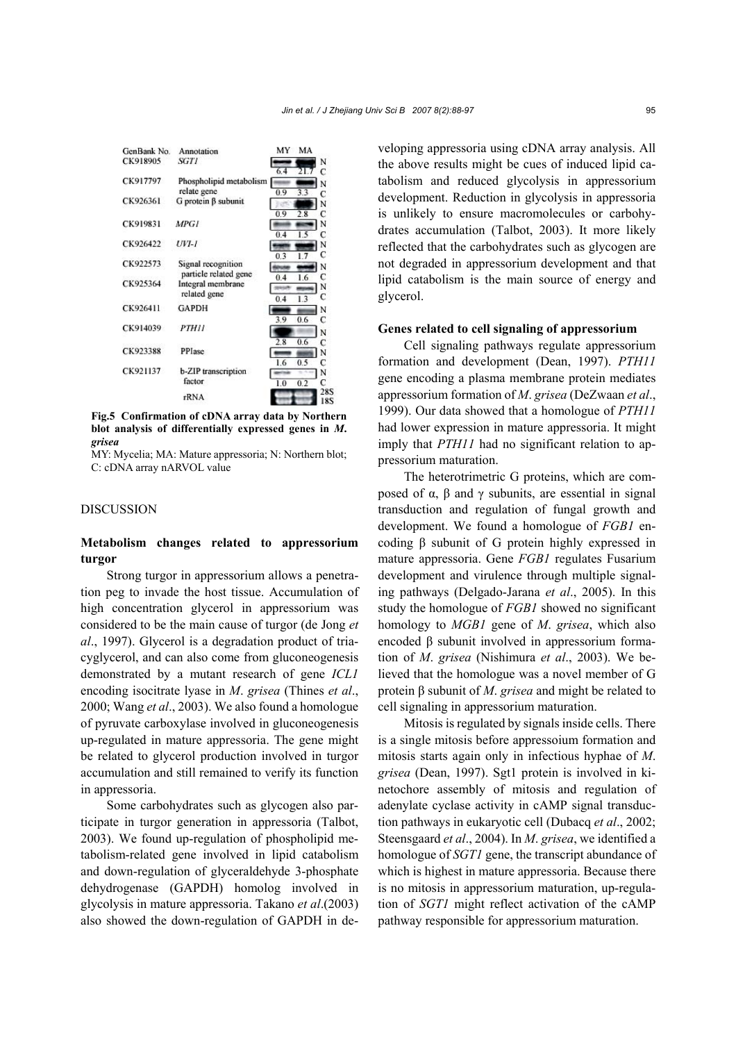GenBank No. Annotation MY MA

CK918905 *SGT1* 6.4 21.7

CK917797 Phospholipid metabolism relate gene 0.9 3.3

CK926361 G protein β subunit 0.9 2.8

CK919831 *MPG1* 0.4 1.5

CK926422 *UVI-1* 0.3 1.7

CK922573 Signal recognition particle related gene 0.4 1.6

CK925364 Integral membrane related gene 0.4 1.3

CK926411 GAPDH 3.9 0.6

CK914039 *PTH11* 2.8 0.6

CK923388 PPIase 1.6 0.5

CK921137 b-ZIP transcription factor 1.0 0.2

rRNA 28S 18S

N C

**Fig.5 Confirmation of cDNA array data by Northern blot analysis of differentially expressed genes in *M. grisea***

MY: Mycelia; MA: Mature appressoria; N: Northern blot; C: cDNA array nARVOL value

## DISCUSSION

### Metabolism changes related to appressorium turgor

Strong turgor in appressorium allows a penetration peg to invade the host tissue. Accumulation of high concentration glycerol in appressorium was considered to be the main cause of turgor (de Jong *et al*., 1997). Glycerol is a degradation product of triacyglycerol, and can also come from gluconeogenesis demonstrated by a mutant research of gene *ICL1* encoding isocitrate lyase in *M. grisea* (Thines *et al*., 2000; Wang *et al*., 2003). We also found a homologue of pyruvate carboxylase involved in gluconeogenesis up-regulated in mature appressoria. The gene might be related to glycerol production involved in turgor accumulation and still remained to verify its function in appressoria.

Some carbohydrates such as glycogen also participate in turgor generation in appressoria (Talbot, 2003). We found up-regulation of phospholipid metabolism-related gene involved in lipid catabolism and down-regulation of glyceraldehyde 3-phosphate dehydrogenase (GAPDH) homolog involved in glycolysis in mature appressoria. Takano *et al*.(2003) also showed the down-regulation of GAPDH in developing appressoria using cDNA array analysis. All the above results might be cues of induced lipid catabolism and reduced glycolysis in appressorium development. Reduction in glycolysis in appressoria is unlikely to ensure macromolecules or carbohydrates accumulation (Talbot, 2003). It more likely reflected that the carbohydrates such as glycogen are not degraded in appressorium development and that lipid catabolism is the main source of energy and glycerol.

### Genes related to cell signaling of appressorium

Cell signaling pathways regulate appressorium formation and development (Dean, 1997). *PTH11* gene encoding a plasma membrane protein mediates appressorium formation of *M. grisea* (DeZwaan *et al*., 1999). Our data showed that a homologue of *PTH11* had lower expression in mature appressoria. It might imply that *PTH11* had no significant relation to appressorium maturation.

The heterotrimetric G proteins, which are composed of α, β and γ subunits, are essential in signal transduction and regulation of fungal growth and development. We found a homologue of *FGB1* encoding β subunit of G protein highly expressed in mature appressoria. Gene *FGB1* regulates Fusarium development and virulence through multiple signaling pathways (Delgado-Jarana *et al*., 2005). In this study the homologue of *FGB1* showed no significant homology to *MGB1* gene of *M. grisea*, which also encoded β subunit involved in appressorium formation of *M. grisea* (Nishimura *et al*., 2003). We believed that the homologue was a novel member of G protein β subunit of *M. grisea* and might be related to cell signaling in appressorium maturation.

Mitosis is regulated by signals inside cells. There is a single mitosis before appressoium formation and mitosis starts again only in infectious hyphae of *M. grisea* (Dean, 1997). Sgt1 protein is involved in kinetochore assembly of mitosis and regulation of adenylate cyclase activity in cAMP signal transduction pathways in eukaryotic cell (Dubacq *et al*., 2002; Steensgaard *et al*., 2004). In *M. grisea*, we identified a homologue of *SGT1* gene, the transcript abundance of which is highest in mature appressoria. Because there is no mitosis in appressorium maturation, up-regulation of *SGT1* might reflect activation of the cAMP pathway responsible for appressorium maturation.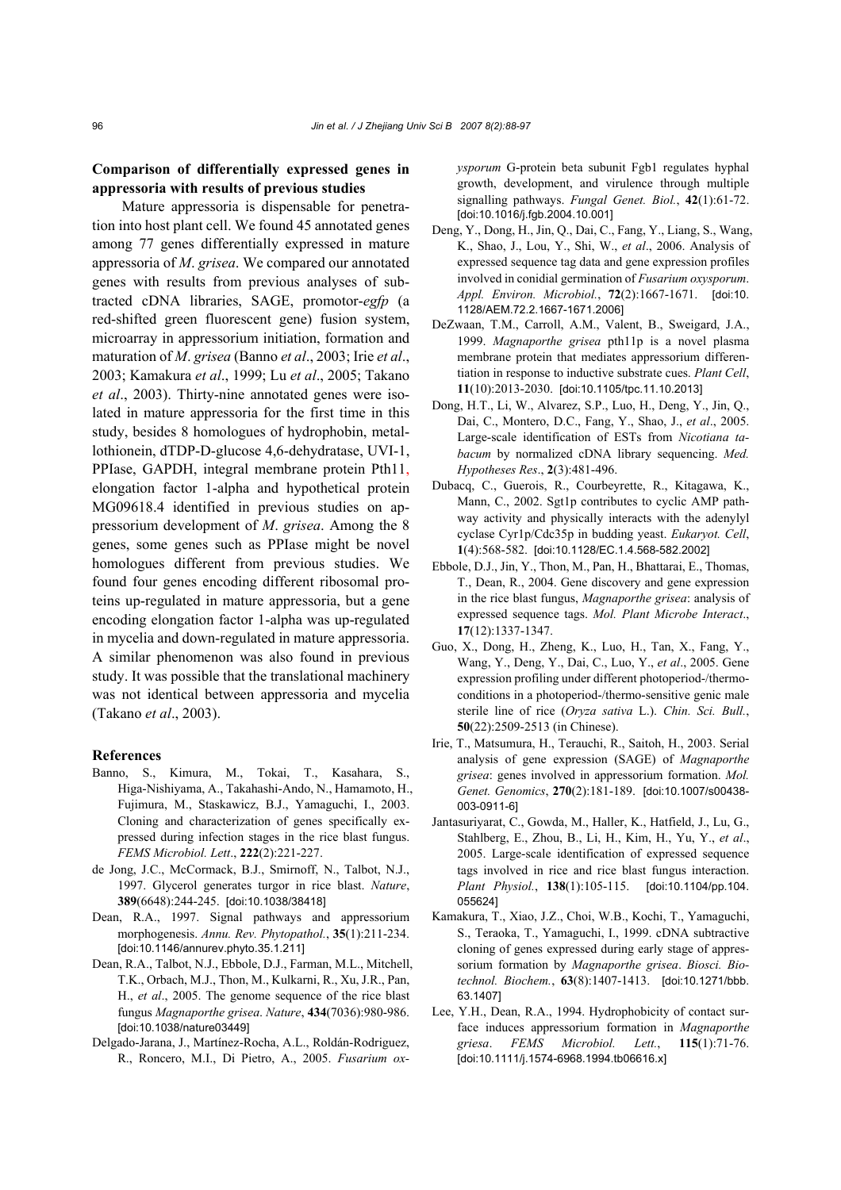## Comparison of differentially expressed genes in appressoria with results of previous studies

Mature appressoria is dispensable for penetration into host plant cell. We found 45 annotated genes among 77 genes differentially expressed in mature appressoria of *M. grisea*. We compared our annotated genes with results from previous analyses of subtracted cDNA libraries, SAGE, promotor-*egfp* (a red-shifted green fluorescent gene) fusion system, microarray in appressorium initiation, formation and maturation of *M. grisea* (Banno *et al*., 2003; Irie *et al*., 2003; Kamakura *et al*., 1999; Lu *et al*., 2005; Takano *et al*., 2003). Thirty-nine annotated genes were isolated in mature appressoria for the first time in this study, besides 8 homologues of hydrophobin, metallothionein, dTDP-D-glucose 4,6-dehydratase, UVI-1, PPIase, GAPDH, integral membrane protein Pth11, elongation factor 1-alpha and hypothetical protein MG09618.4 identified in previous studies on appressorium development of *M. grisea*. Among the 8 genes, some genes such as PPIase might be novel homologues different from previous studies. We found four genes encoding different ribosomal proteins up-regulated in mature appressoria, but a gene encoding elongation factor 1-alpha was up-regulated in mycelia and down-regulated in mature appressoria. A similar phenomenon was also found in previous study. It was possible that the translational machinery was not identical between appressoria and mycelia (Takano *et al*., 2003).

## References

Banno, S., Kimura, M., Tokai, T., Kasahara, S., Higa-Nishiyama, A., Takahashi-Ando, N., Hamamoto, H., Fujimura, M., Staskawicz, B.J., Yamaguchi, I., 2003. Cloning and characterization of genes specifically expressed during infection stages in the rice blast fungus. *FEMS Microbiol. Lett*., **222**(2):221-227.

de Jong, J.C., McCormack, B.J., Smirnoff, N., Talbot, N.J., 1997. Glycerol generates turgor in rice blast. *Nature*, **389**(6648):244-245. [doi:10.1038/38418]

Dean, R.A., 1997. Signal pathways and appressorium morphogenesis. *Annu. Rev. Phytopathol.*, **35**(1):211-234. [doi:10.1146/annurev.phyto.35.1.211]

Dean, R.A., Talbot, N.J., Ebbole, D.J., Farman, M.L., Mitchell, T.K., Orbach, M.J., Thon, M., Kulkarni, R., Xu, J.R., Pan, H., *et al*., 2005. The genome sequence of the rice blast fungus *Magnaporthe grisea*. *Nature*, **434**(7036):980-986. [doi:10.1038/nature03449]

Delgado-Jarana, J., Martínez-Rocha, A.L., Roldán-Rodriguez, R., Roncero, M.I., Di Pietro, A., 2005. *Fusarium oxysporum* G-protein beta subunit Fgb1 regulates hyphal growth, development, and virulence through multiple signalling pathways. *Fungal Genet. Biol.*, **42**(1):61-72. [doi:10.1016/j.fgb.2004.10.001]

Deng, Y., Dong, H., Jin, Q., Dai, C., Fang, Y., Liang, S., Wang, K., Shao, J., Lou, Y., Shi, W., *et al*., 2006. Analysis of expressed sequence tag data and gene expression profiles involved in conidial germination of *Fusarium oxysporum*. *Appl. Environ. Microbiol.*, **72**(2):1667-1671. [doi:10.1128/AEM.72.2.1667-1671.2006]

DeZwaan, T.M., Carroll, A.M., Valent, B., Sweigard, J.A., 1999. *Magnaporthe grisea* pth11p is a novel plasma membrane protein that mediates appressorium differentiation in response to inductive substrate cues. *Plant Cell*, **11**(10):2013-2030. [doi:10.1105/tpc.11.10.2013]

Dong, H.T., Li, W., Alvarez, S.P., Luo, H., Deng, Y., Jin, Q., Dai, C., Montero, D.C., Fang, Y., Shao, J., *et al*., 2005. Large-scale identification of ESTs from *Nicotiana tabacum* by normalized cDNA library sequencing. *Med. Hypotheses Res*., **2**(3):481-496.

Dubacq, C., Guerois, R., Courbeyrette, R., Kitagawa, K., Mann, C., 2002. Sgt1p contributes to cyclic AMP pathway activity and physically interacts with the adenylyl cyclase Cyr1p/Cdc35p in budding yeast. *Eukaryot. Cell*, **1**(4):568-582. [doi:10.1128/EC.1.4.568-582.2002]

Ebbole, D.J., Jin, Y., Thon, M., Pan, H., Bhattarai, E., Thomas, T., Dean, R., 2004. Gene discovery and gene expression in the rice blast fungus, *Magnaporthe grisea*: analysis of expressed sequence tags. *Mol. Plant Microbe Interact*., **17**(12):1337-1347.

Guo, X., Dong, H., Zheng, K., Luo, H., Tan, X., Fang, Y., Wang, Y., Deng, Y., Dai, C., Luo, Y., *et al*., 2005. Gene expression profiling under different photoperiod-/thermo-conditions in a photoperiod-/thermo-sensitive genic male sterile line of rice (*Oryza sativa* L.). *Chin. Sci. Bull.*, **50**(22):2509-2513 (in Chinese).

Irie, T., Matsumura, H., Terauchi, R., Saitoh, H., 2003. Serial analysis of gene expression (SAGE) of *Magnaporthe grisea*: genes involved in appressorium formation. *Mol. Genet. Genomics*, **270**(2):181-189. [doi:10.1007/s00438-003-0911-6]

Jantasuriyarat, C., Gowda, M., Haller, K., Hatfield, J., Lu, G., Stahlberg, E., Zhou, B., Li, H., Kim, H., Yu, Y., *et al*., 2005. Large-scale identification of expressed sequence tags involved in rice and rice blast fungus interaction. *Plant Physiol.*, **138**(1):105-115. [doi:10.1104/pp.104.055624]

Kamakura, T., Xiao, J.Z., Choi, W.B., Kochi, T., Yamaguchi, S., Teraoka, T., Yamaguchi, I., 1999. cDNA subtractive cloning of genes expressed during early stage of appressorium formation by *Magnaporthe grisea*. *Biosci. Biotechnol. Biochem.*, **63**(8):1407-1413. [doi:10.1271/bbb.63.1407]

Lee, Y.H., Dean, R.A., 1994. Hydrophobicity of contact surface induces appressorium formation in *Magnaporthe griesa*. *FEMS Microbiol. Lett.*, **115**(1):71-76. [doi:10.1111/j.1574-6968.1994.tb06616.x]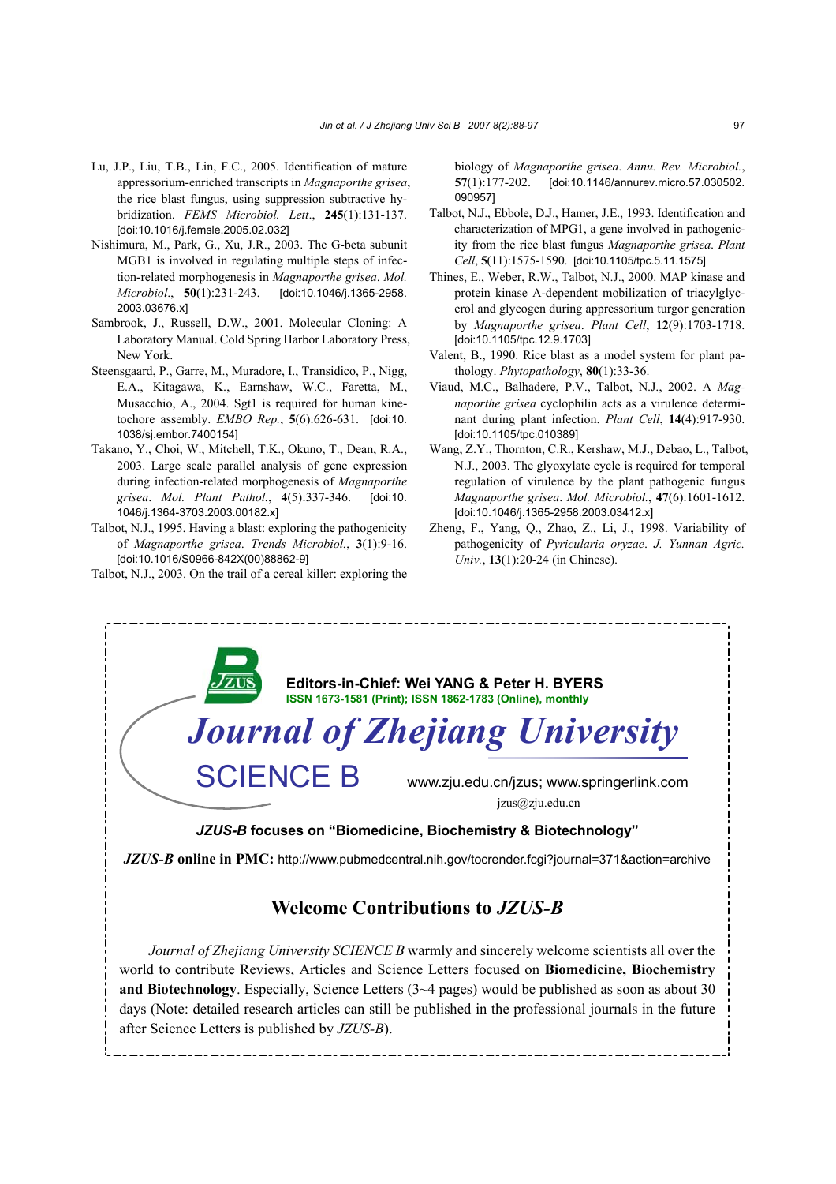Lu, J.P., Liu, T.B., Lin, F.C., 2005. Identification of mature appressorium-enriched transcripts in *Magnaporthe grisea*, the rice blast fungus, using suppression subtractive hybridization. *FEMS Microbiol. Lett*., **245**(1):131-137. [doi:10.1016/j.femsle.2005.02.032]

Nishimura, M., Park, G., Xu, J.R., 2003. The G-beta subunit MGB1 is involved in regulating multiple steps of infection-related morphogenesis in *Magnaporthe grisea*. *Mol. Microbiol*., **50**(1):231-243. [doi:10.1046/j.1365-2958.2003.03676.x]

Sambrook, J., Russell, D.W., 2001. Molecular Cloning: A Laboratory Manual. Cold Spring Harbor Laboratory Press, New York.

Steensgaard, P., Garre, M., Muradore, I., Transidico, P., Nigg, E.A., Kitagawa, K., Earnshaw, W.C., Faretta, M., Musacchio, A., 2004. Sgt1 is required for human kinetochore assembly. *EMBO Rep.*, **5**(6):626-631. [doi:10.1038/sj.embor.7400154]

Takano, Y., Choi, W., Mitchell, T.K., Okuno, T., Dean, R.A., 2003. Large scale parallel analysis of gene expression during infection-related morphogenesis of *Magnaporthe grisea*. *Mol. Plant Pathol.*, **4**(5):337-346. [doi:10.1046/j.1364-3703.2003.00182.x]

Talbot, N.J., 1995. Having a blast: exploring the pathogenicity of *Magnaporthe grisea*. *Trends Microbiol.*, **3**(1):9-16. [doi:10.1016/S0966-842X(00)88862-9]

Talbot, N.J., 2003. On the trail of a cereal killer: exploring the biology of *Magnaporthe grisea*. *Annu. Rev. Microbiol.*, **57**(1):177-202. [doi:10.1146/annurev.micro.57.030502.090957]

Talbot, N.J., Ebbole, D.J., Hamer, J.E., 1993. Identification and characterization of MPG1, a gene involved in pathogenicity from the rice blast fungus *Magnaporthe grisea*. *Plant Cell*, **5**(11):1575-1590. [doi:10.1105/tpc.5.11.1575]

Thines, E., Weber, R.W., Talbot, N.J., 2000. MAP kinase and protein kinase A-dependent mobilization of triacylglycerol and glycogen during appressorium turgor generation by *Magnaporthe grisea*. *Plant Cell*, **12**(9):1703-1718. [doi:10.1105/tpc.12.9.1703]

Valent, B., 1990. Rice blast as a model system for plant pathology. *Phytopathology*, **80**(1):33-36.

Viaud, M.C., Balhadere, P.V., Talbot, N.J., 2002. A *Magnaporthe grisea* cyclophilin acts as a virulence determinant during plant infection. *Plant Cell*, **14**(4):917-930. [doi:10.1105/tpc.010389]

Wang, Z.Y., Thornton, C.R., Kershaw, M.J., Debao, L., Talbot, N.J., 2003. The glyoxylate cycle is required for temporal regulation of virulence by the plant pathogenic fungus *Magnaporthe grisea*. *Mol. Microbiol.*, **47**(6):1601-1612. [doi:10.1046/j.1365-2958.2003.03412.x]

Zheng, F., Yang, Q., Zhao, Z., Li, J., 1998. Variability of pathogenicity of *Pyricularia oryzae*. *J. Yunnan Agric. Univ.*, **13**(1):20-24 (in Chinese).

---

**Editors-in-Chief: Wei YANG & Peter H. BYERS**
**ISSN 1673-1581 (Print); ISSN 1862-1783 (Online), monthly**

## *Journal of Zhejiang University* SCIENCE B

www.zju.edu.cn/jzus; www.springerlink.com
jzus@zju.edu.cn

***JZUS-B*** **focuses on "Biomedicine, Biochemistry & Biotechnology"**

***JZUS-B*** **online in PMC:** http://www.pubmedcentral.nih.gov/tocrender.fcgi?journal=371&action=archive

### Welcome Contributions to *JZUS-B*

*Journal of Zhejiang University SCIENCE B* warmly and sincerely welcome scientists all over the world to contribute Reviews, Articles and Science Letters focused on **Biomedicine, Biochemistry and Biotechnology**. Especially, Science Letters (3~4 pages) would be published as soon as about 30 days (Note: detailed research articles can still be published in the professional journals in the future after Science Letters is published by *JZUS-B*).